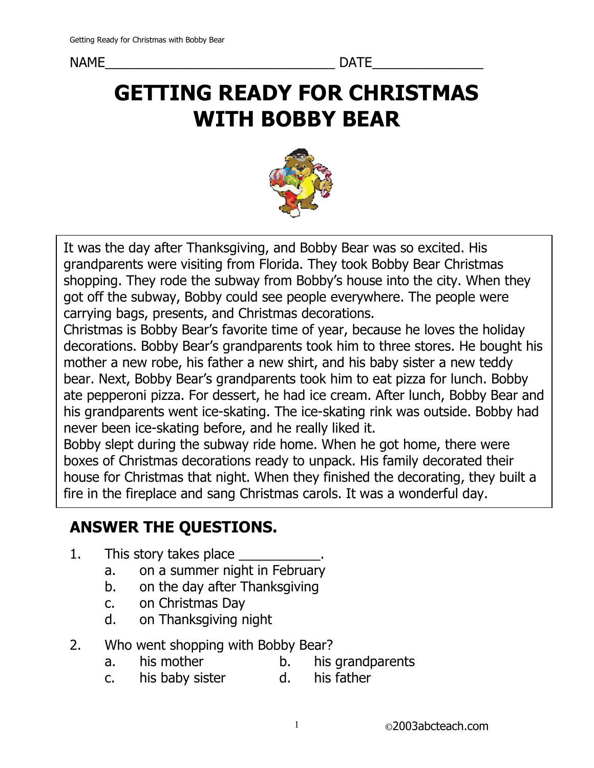NAME_______________________________ DATE_______________

# GETTING READY FOR CHRISTMAS WITH BOBBY BEAR

It was the day after Thanksgiving, and Bobby Bear was so excited. His grandparents were visiting from Florida. They took Bobby Bear Christmas shopping. They rode the subway from Bobby's house into the city. When they got off the subway, Bobby could see people everywhere. The people were carrying bags, presents, and Christmas decorations.

Christmas is Bobby Bear's favorite time of year, because he loves the holiday decorations. Bobby Bear's grandparents took him to three stores. He bought his mother a new robe, his father a new shirt, and his baby sister a new teddy bear. Next, Bobby Bear's grandparents took him to eat pizza for lunch. Bobby ate pepperoni pizza. For dessert, he had ice cream. After lunch, Bobby Bear and his grandparents went ice-skating. The ice-skating rink was outside. Bobby had never been ice-skating before, and he really liked it.

Bobby slept during the subway ride home. When he got home, there were boxes of Christmas decorations ready to unpack. His family decorated their house for Christmas that night. When they finished the decorating, they built a fire in the fireplace and sang Christmas carols. It was a wonderful day.

## ANSWER THE QUESTIONS.

1. This story takes place ___________.
   a. on a summer night in February
   b. on the day after Thanksgiving
   c. on Christmas Day
   d. on Thanksgiving night

2. Who went shopping with Bobby Bear?
   a. his mother
   b. his grandparents
   c. his baby sister
   d. his father

©2003abcteach.com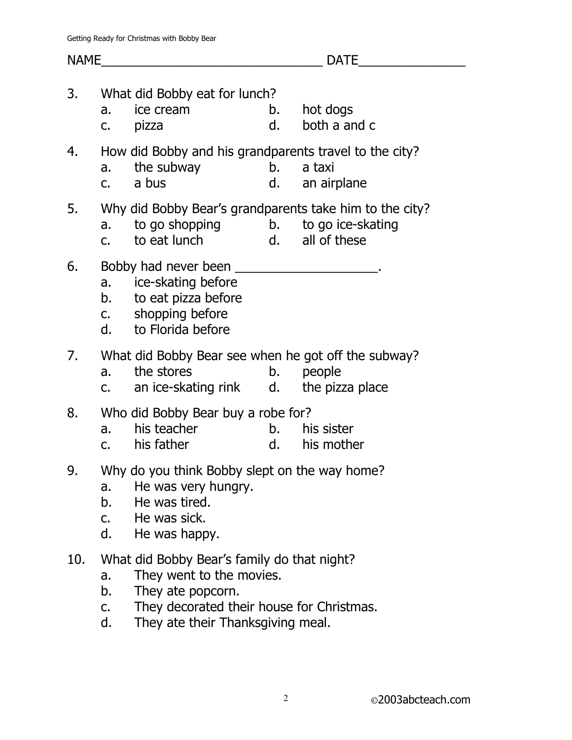NAME_______________________________ DATE_______________

3. What did Bobby eat for lunch?
   a. ice cream
   b. hot dogs
   c. pizza
   d. both a and c

4. How did Bobby and his grandparents travel to the city?
   a. the subway
   b. a taxi
   c. a bus
   d. an airplane

5. Why did Bobby Bear's grandparents take him to the city?
   a. to go shopping
   b. to go ice-skating
   c. to eat lunch
   d. all of these

6. Bobby had never been ____________________.
   a. ice-skating before
   b. to eat pizza before
   c. shopping before
   d. to Florida before

7. What did Bobby Bear see when he got off the subway?
   a. the stores
   b. people
   c. an ice-skating rink
   d. the pizza place

8. Who did Bobby Bear buy a robe for?
   a. his teacher
   b. his sister
   c. his father
   d. his mother

9. Why do you think Bobby slept on the way home?
   a. He was very hungry.
   b. He was tired.
   c. He was sick.
   d. He was happy.

10. What did Bobby Bear's family do that night?
    a. They went to the movies.
    b. They ate popcorn.
    c. They decorated their house for Christmas.
    d. They ate their Thanksgiving meal.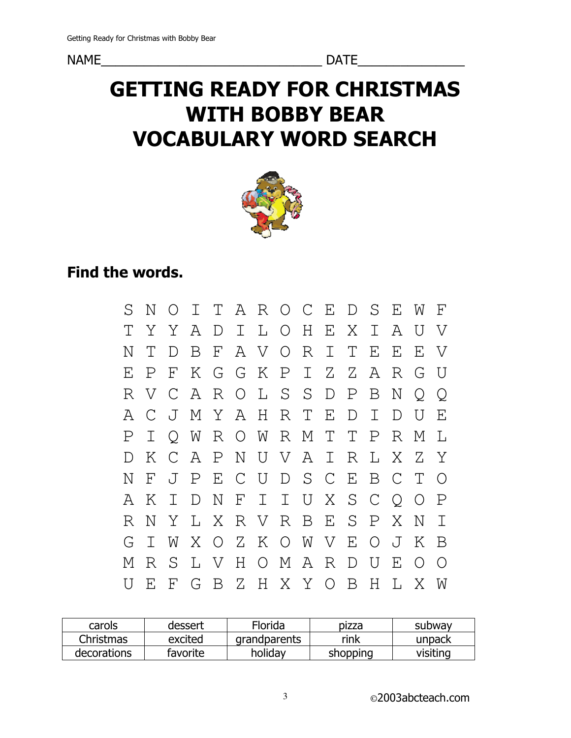NAME________________________________ DATE_______________

# GETTING READY FOR CHRISTMAS WITH BOBBY BEAR VOCABULARY WORD SEARCH

## Find the words.

```
S N O I T A R O C E D S E W F
T Y Y A D I L O H E X I A U V
N T D B F A V O R I T E E E V
E P F K G G K P I Z Z A R G U
R V C A R O L S S D P B N Q Q
A C J M Y A H R T E D I D U E
P I Q W R O W R M T T P R M L
D K C A P N U V A I R L X Z Y
N F J P E C U D S C E B C T O
A K I D N F I I U X S C Q O P
R N Y L X R V R B E S P X N I
G I W X O Z K O W V E O J K B
M R S L V H O M A R D U E O O
U E F G B Z H X Y O B H L X W
```

| carols | dessert | Florida | pizza | subway |
|---|---|---|---|---|
| Christmas | excited | grandparents | rink | unpack |
| decorations | favorite | holiday | shopping | visiting |

©2003abcteach.com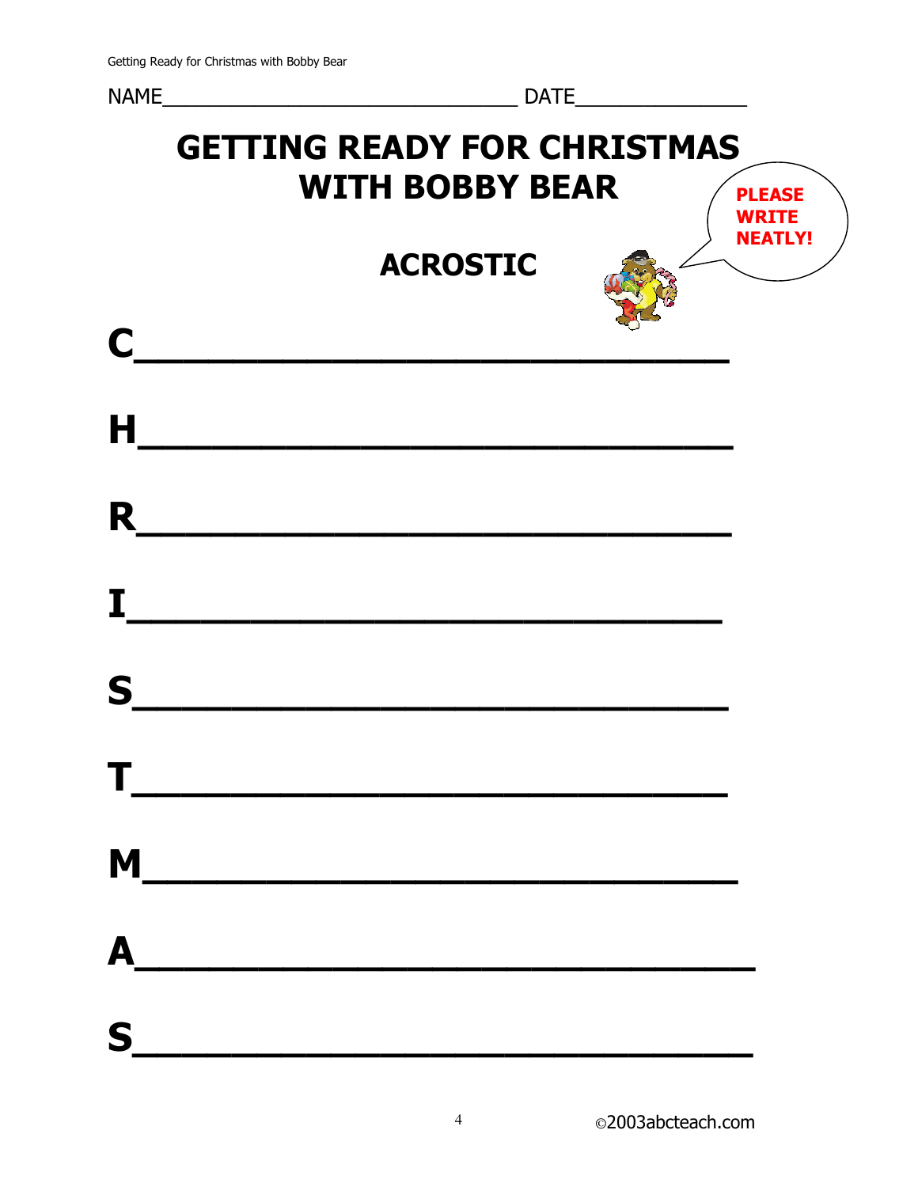NAME________________________________ DATE_______________

# GETTING READY FOR CHRISTMAS WITH BOBBY BEAR

PLEASE WRITE NEATLY!

## ACROSTIC

**C**___________________________

**H**___________________________

**R**___________________________

**I**___________________________

**S**___________________________

**T**___________________________

**M**___________________________

**A**___________________________

**S**___________________________

©2003abcteach.com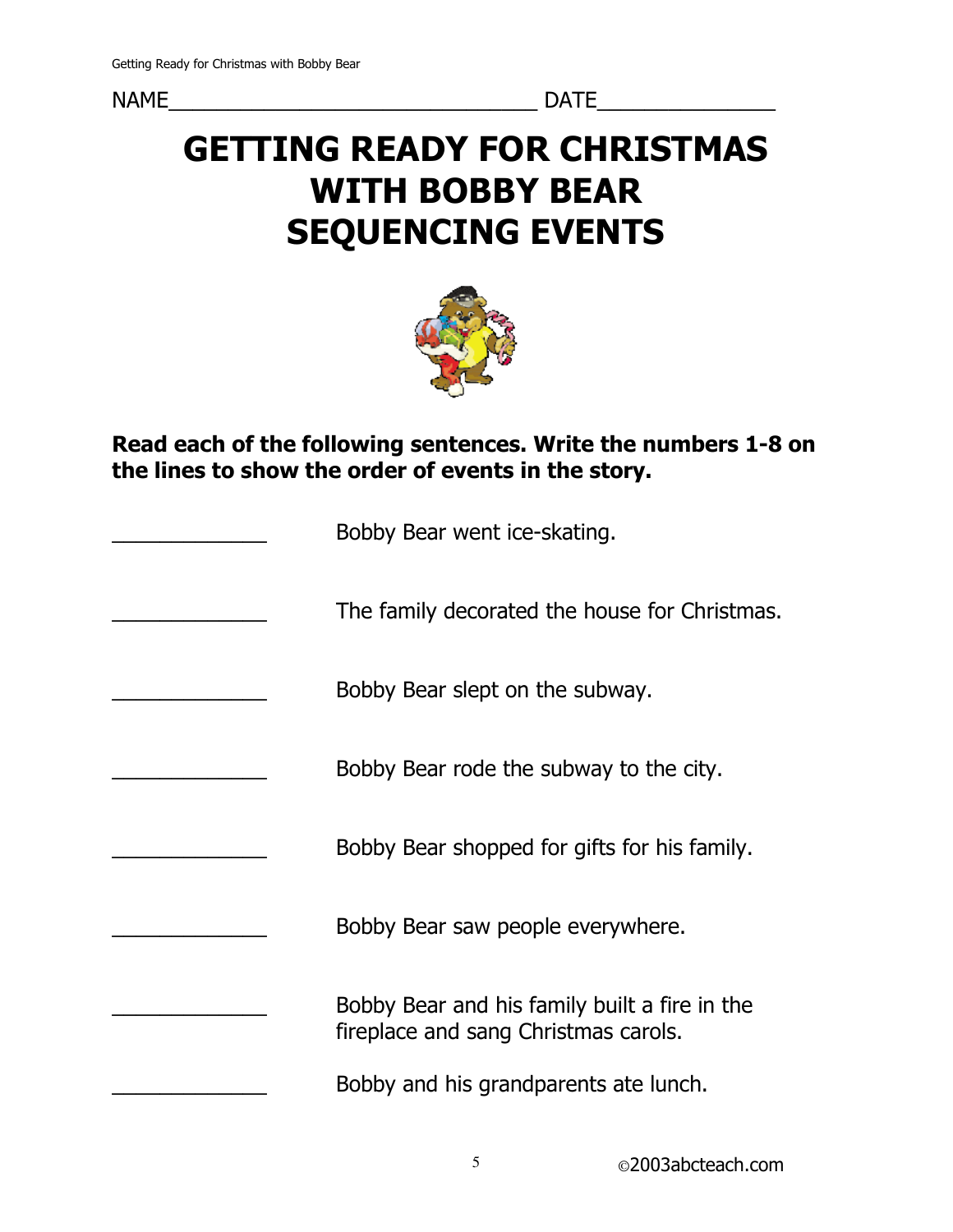NAME_______________________________ DATE_______________

# GETTING READY FOR CHRISTMAS WITH BOBBY BEAR SEQUENCING EVENTS

**Read each of the following sentences. Write the numbers 1-8 on the lines to show the order of events in the story.**

_____________ Bobby Bear went ice-skating.

_____________ The family decorated the house for Christmas.

_____________ Bobby Bear slept on the subway.

_____________ Bobby Bear rode the subway to the city.

_____________ Bobby Bear shopped for gifts for his family.

_____________ Bobby Bear saw people everywhere.

_____________ Bobby Bear and his family built a fire in the fireplace and sang Christmas carols.

_____________ Bobby and his grandparents ate lunch.

©2003abcteach.com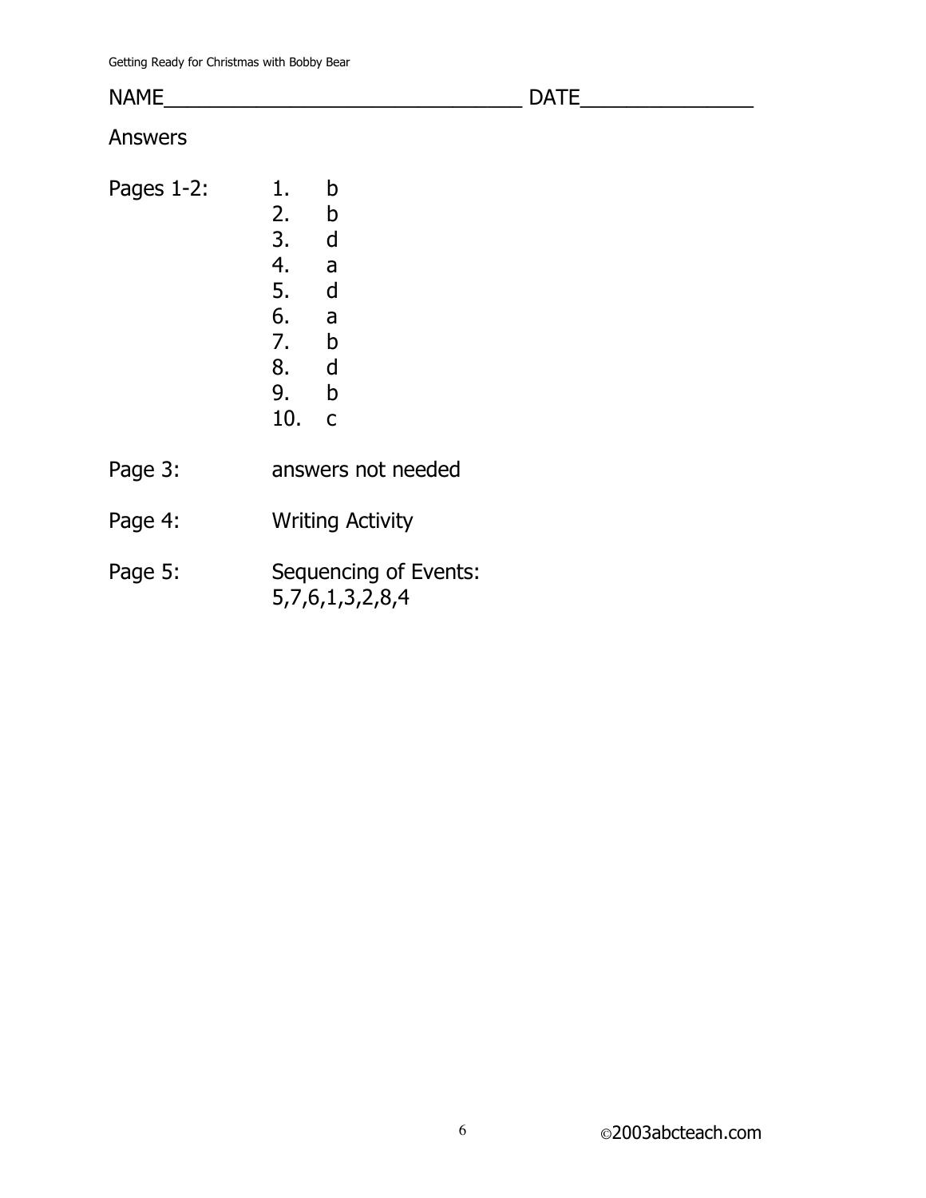NAME_______________________________ DATE_______________

Answers

Pages 1-2:

1. b
2. b
3. d
4. a
5. d
6. a
7. b
8. d
9. b
10. c

Page 3: answers not needed

Page 4: Writing Activity

Page 5: Sequencing of Events:
5,7,6,1,3,2,8,4